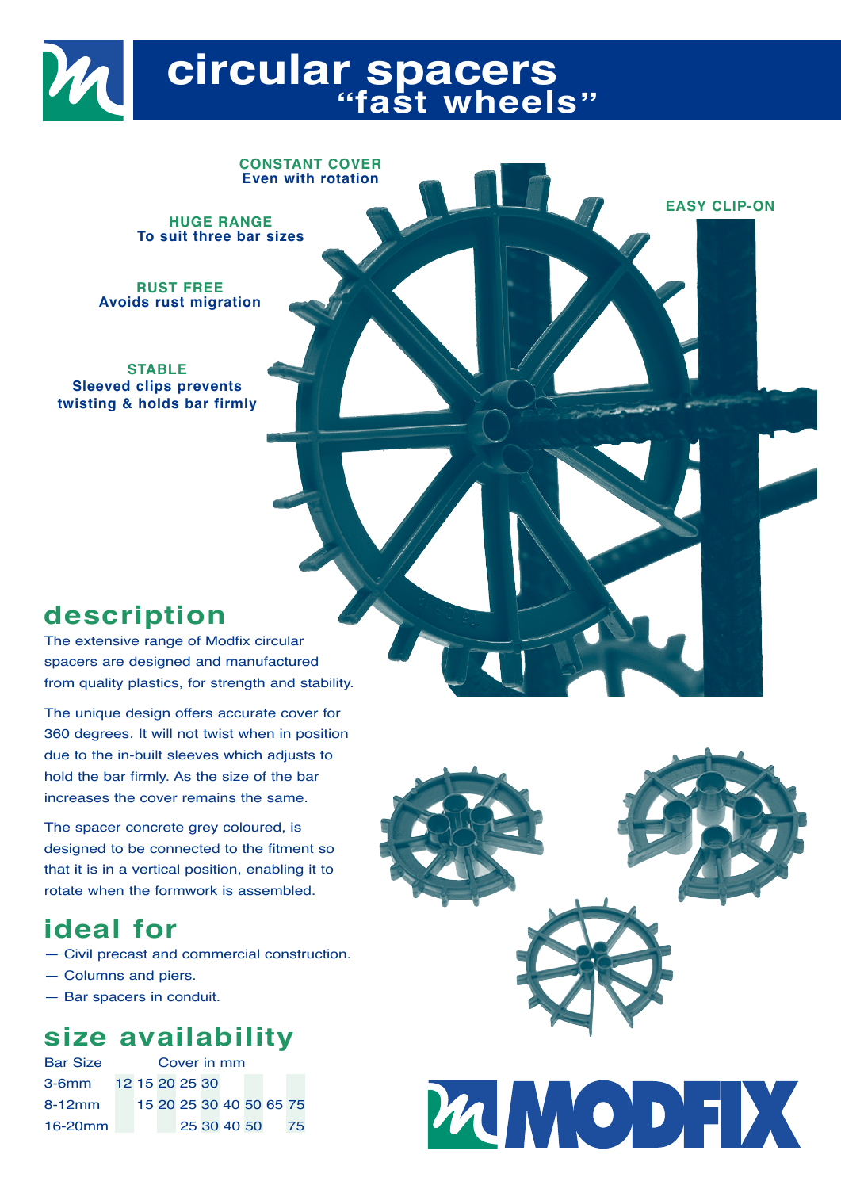# circular spacers
## "fast wheels"

**CONSTANT COVER**
**Even with rotation**

**HUGE RANGE**
**To suit three bar sizes**

**RUST FREE**
**Avoids rust migration**

**STABLE**
**Sleeved clips prevents twisting & holds bar firmly**

**EASY CLIP-ON**

## description

The extensive range of Modfix circular spacers are designed and manufactured from quality plastics, for strength and stability.

The unique design offers accurate cover for 360 degrees. It will not twist when in position due to the in-built sleeves which adjusts to hold the bar firmly. As the size of the bar increases the cover remains the same.

The spacer concrete grey coloured, is designed to be connected to the fitment so that it is in a vertical position, enabling it to rotate when the formwork is assembled.

## ideal for

- Civil precast and commercial construction.
- Columns and piers.
- Bar spacers in conduit.

## size availability

| Bar Size | Cover in mm | | | | | | | | |
|---|---|---|---|---|---|---|---|---|---|
| 3-6mm | 12 | 15 | 20 | 25 | 30 | | | | |
| 8-12mm | | 15 | 20 | 25 | 30 | 40 | 50 | 65 | 75 |
| 16-20mm | | | | 25 | 30 | 40 | 50 | | 75 |

MODFIX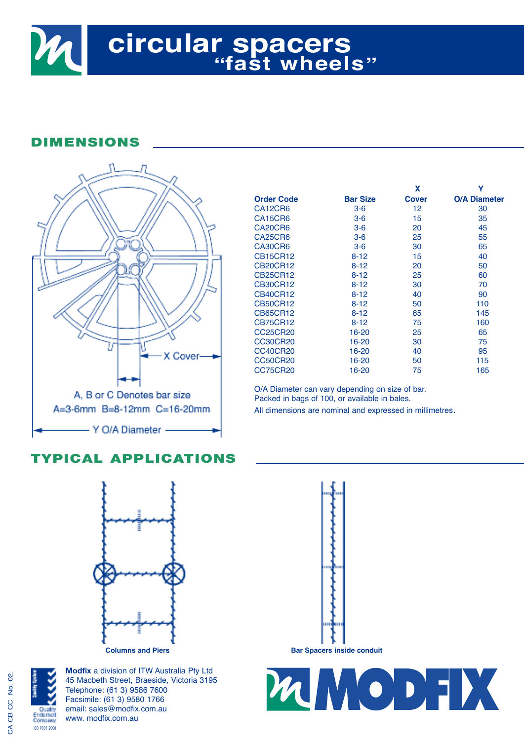# circular spacers
## "fast wheels"

## DIMENSIONS

X Cover

A, B or C Denotes bar size
A=3-6mm B=8-12mm C=16-20mm

Y O/A Diameter

| Order Code | Bar Size | X Cover | Y O/A Diameter |
|---|---|---|---|
| CA12CR6 | 3-6 | 12 | 30 |
| CA15CR6 | 3-6 | 15 | 35 |
| CA20CR6 | 3-6 | 20 | 45 |
| CA25CR6 | 3-6 | 25 | 55 |
| CA30CR6 | 3-6 | 30 | 65 |
| CB15CR12 | 8-12 | 15 | 40 |
| CB20CR12 | 8-12 | 20 | 50 |
| CB25CR12 | 8-12 | 25 | 60 |
| CB30CR12 | 8-12 | 30 | 70 |
| CB40CR12 | 8-12 | 40 | 90 |
| CB50CR12 | 8-12 | 50 | 110 |
| CB65CR12 | 8-12 | 65 | 145 |
| CB75CR12 | 8-12 | 75 | 160 |
| CC25CR20 | 16-20 | 25 | 65 |
| CC30CR20 | 16-20 | 30 | 75 |
| CC40CR20 | 16-20 | 40 | 95 |
| CC50CR20 | 16-20 | 50 | 115 |
| CC75CR20 | 16-20 | 75 | 165 |

O/A Diameter can vary depending on size of bar.
Packed in bags of 100, or available in bales.
All dimensions are nominal and expressed in millimetres.

## TYPICAL APPLICATIONS

Columns and Piers

Bar Spacers inside conduit

**Modfix** a division of ITW Australia Pty Ltd
45 Macbeth Street, Braeside, Victoria 3195
Telephone: (61 3) 9586 7600
Facsimile: (61 3) 9580 1766
email: sales@modfix.com.au
www. modfix.com.au

Quality Endorsed Company ISO 9001:2008

MODFIX

CA CB CC No. 02.